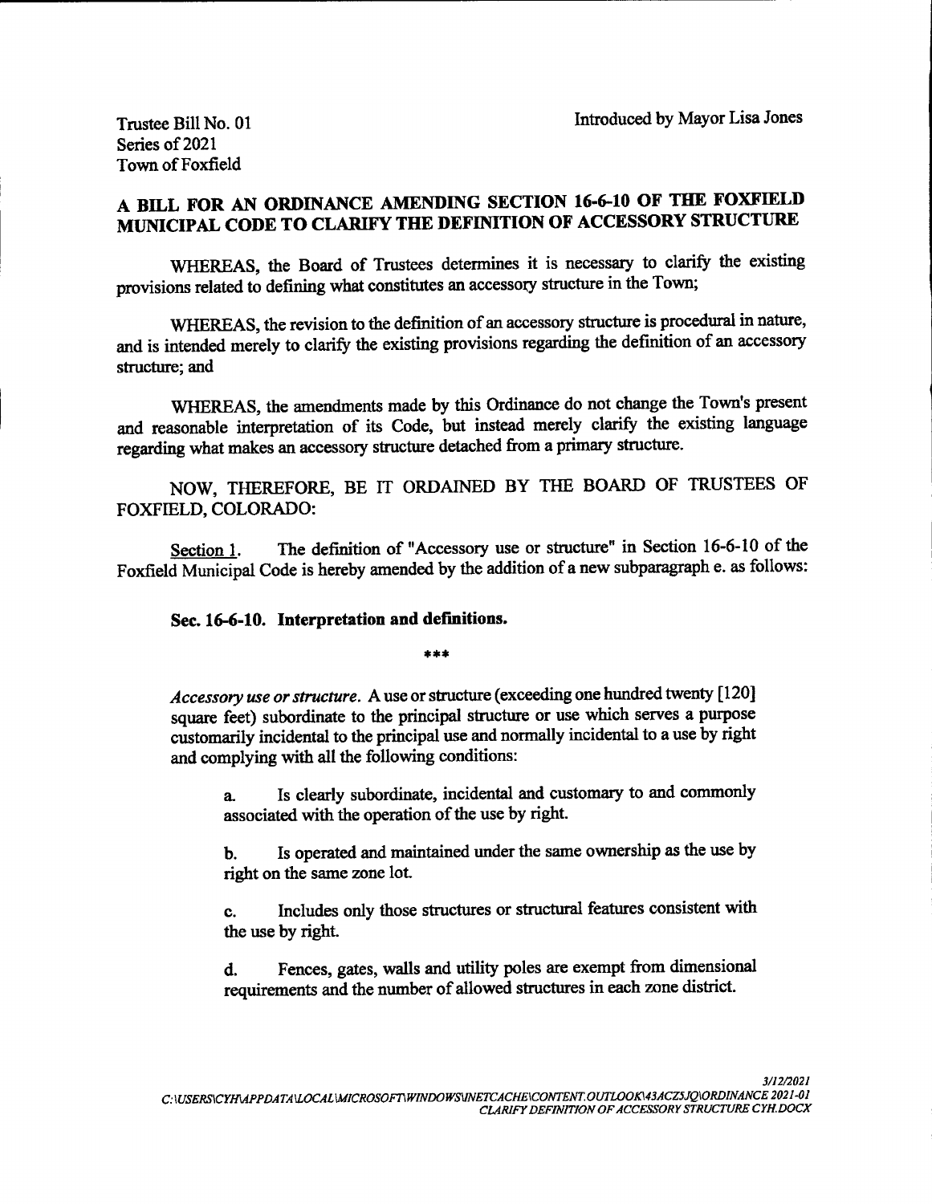Trustee Bill No. 01
Series of 2021
Town of Foxfield

Introduced by Mayor Lisa Jones

## A BILL FOR AN ORDINANCE AMENDING SECTION 16-6-10 OF THE FOXFIELD MUNICIPAL CODE TO CLARIFY THE DEFINITION OF ACCESSORY STRUCTURE

WHEREAS, the Board of Trustees determines it is necessary to clarify the existing provisions related to defining what constitutes an accessory structure in the Town;

WHEREAS, the revision to the definition of an accessory structure is procedural in nature, and is intended merely to clarify the existing provisions regarding the definition of an accessory structure; and

WHEREAS, the amendments made by this Ordinance do not change the Town's present and reasonable interpretation of its Code, but instead merely clarify the existing language regarding what makes an accessory structure detached from a primary structure.

NOW, THEREFORE, BE IT ORDAINED BY THE BOARD OF TRUSTEES OF FOXFIELD, COLORADO:

Section 1. The definition of "Accessory use or structure" in Section 16-6-10 of the Foxfield Municipal Code is hereby amended by the addition of a new subparagraph e. as follows:

**Sec. 16-6-10. Interpretation and definitions.**

\*\*\*

*Accessory use or structure.* A use or structure (exceeding one hundred twenty [120] square feet) subordinate to the principal structure or use which serves a purpose customarily incidental to the principal use and normally incidental to a use by right and complying with all the following conditions:

a. Is clearly subordinate, incidental and customary to and commonly associated with the operation of the use by right.

b. Is operated and maintained under the same ownership as the use by right on the same zone lot.

c. Includes only those structures or structural features consistent with the use by right.

d. Fences, gates, walls and utility poles are exempt from dimensional requirements and the number of allowed structures in each zone district.

3/12/2021
C:\USERS\CYH\APPDATA\LOCAL\MICROSOFT\WINDOWS\INETCACHE\CONTENT.OUTLOOK\43ACZ5JQ\ORDINANCE 2021-01 CLARIFY DEFINITION OF ACCESSORY STRUCTURE CYH.DOCX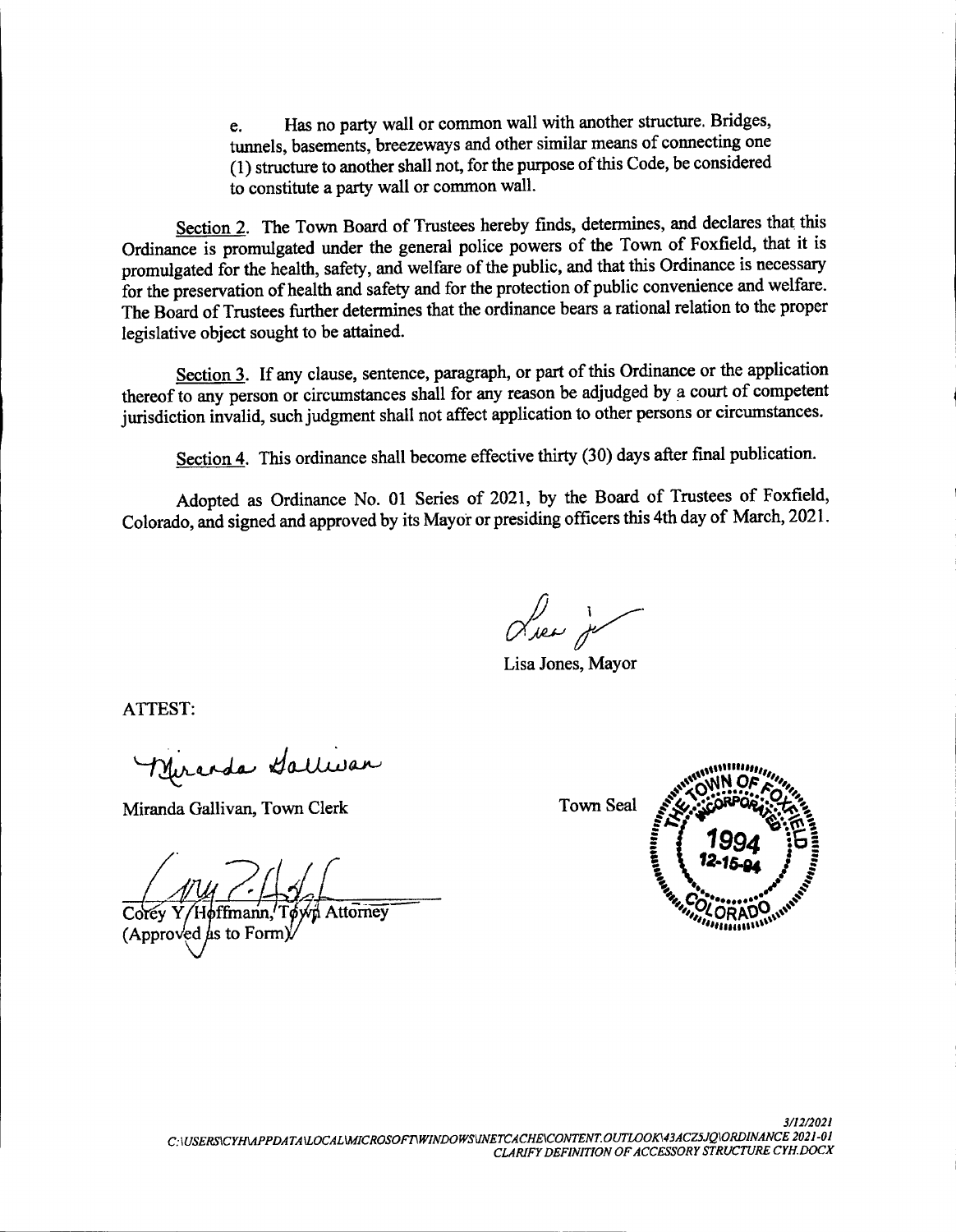e. Has no party wall or common wall with another structure. Bridges, tunnels, basements, breezeways and other similar means of connecting one (1) structure to another shall not, for the purpose of this Code, be considered to constitute a party wall or common wall.

Section 2. The Town Board of Trustees hereby finds, determines, and declares that this Ordinance is promulgated under the general police powers of the Town of Foxfield, that it is promulgated for the health, safety, and welfare of the public, and that this Ordinance is necessary for the preservation of health and safety and for the protection of public convenience and welfare. The Board of Trustees further determines that the ordinance bears a rational relation to the proper legislative object sought to be attained.

Section 3. If any clause, sentence, paragraph, or part of this Ordinance or the application thereof to any person or circumstances shall for any reason be adjudged by a court of competent jurisdiction invalid, such judgment shall not affect application to other persons or circumstances.

Section 4. This ordinance shall become effective thirty (30) days after final publication.

Adopted as Ordinance No. 01 Series of 2021, by the Board of Trustees of Foxfield, Colorado, and signed and approved by its Mayor or presiding officers this 4th day of March, 2021.

Lisa Jones, Mayor

ATTEST:

Miranda Gallivan, Town Clerk

Town Seal

THE TOWN OF FOXFIELD INCORPORATED 1994 12-15-94 COLORADO

Corey Y. Hoffmann, Town Attorney
(Approved as to Form)

3/12/2021
C:\USERS\CYH\APPDATA\LOCAL\MICROSOFT\WINDOWS\INETCACHE\CONTENT.OUTLOOK\43ACZ5JQ\ORDINANCE 2021-01 CLARIFY DEFINITION OF ACCESSORY STRUCTURE CYH.DOCX